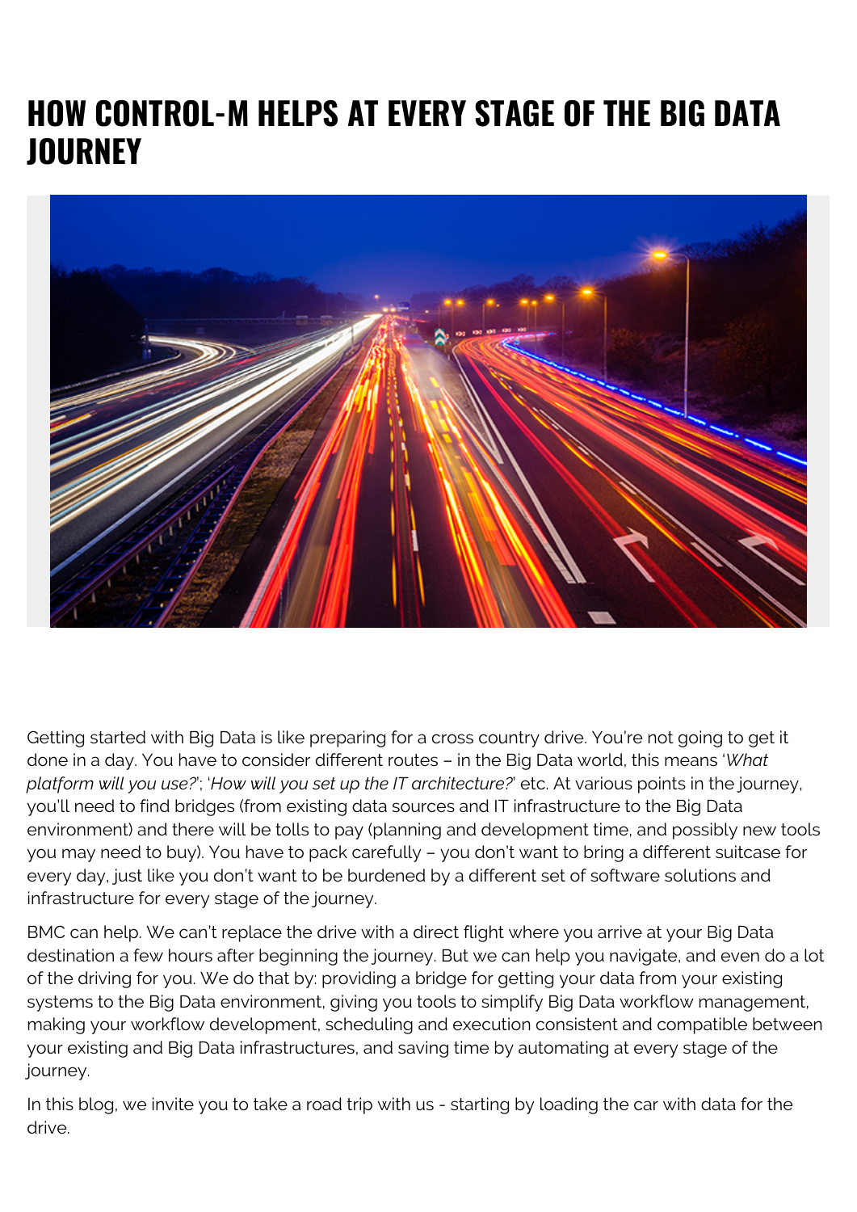# HOW CONTROL-M HELPS AT EVERY STAGE OF THE BIG DATA JOURNEY

Getting started with Big Data is like preparing for a cross country drive. You're not going to get it done in a day. You have to consider different routes – in the Big Data world, this means '*What platform will you use?*'; '*How will you set up the IT architecture?*' etc. At various points in the journey, you'll need to find bridges (from existing data sources and IT infrastructure to the Big Data environment) and there will be tolls to pay (planning and development time, and possibly new tools you may need to buy). You have to pack carefully – you don't want to bring a different suitcase for every day, just like you don't want to be burdened by a different set of software solutions and infrastructure for every stage of the journey.

BMC can help. We can't replace the drive with a direct flight where you arrive at your Big Data destination a few hours after beginning the journey. But we can help you navigate, and even do a lot of the driving for you. We do that by: providing a bridge for getting your data from your existing systems to the Big Data environment, giving you tools to simplify Big Data workflow management, making your workflow development, scheduling and execution consistent and compatible between your existing and Big Data infrastructures, and saving time by automating at every stage of the journey.

In this blog, we invite you to take a road trip with us - starting by loading the car with data for the drive.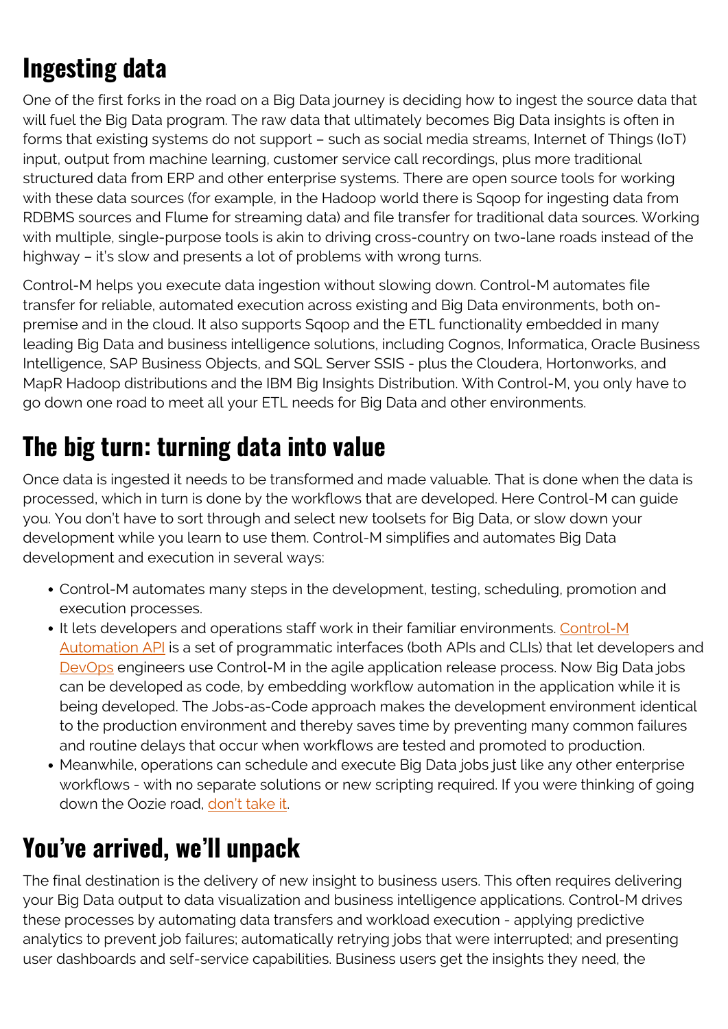## Ingesting data

One of the first forks in the road on a Big Data journey is deciding how to ingest the source data that will fuel the Big Data program. The raw data that ultimately becomes Big Data insights is often in forms that existing systems do not support – such as social media streams, Internet of Things (IoT) input, output from machine learning, customer service call recordings, plus more traditional structured data from ERP and other enterprise systems. There are open source tools for working with these data sources (for example, in the Hadoop world there is Sqoop for ingesting data from RDBMS sources and Flume for streaming data) and file transfer for traditional data sources. Working with multiple, single-purpose tools is akin to driving cross-country on two-lane roads instead of the highway – it's slow and presents a lot of problems with wrong turns.

Control-M helps you execute data ingestion without slowing down. Control-M automates file transfer for reliable, automated execution across existing and Big Data environments, both on-premise and in the cloud. It also supports Sqoop and the ETL functionality embedded in many leading Big Data and business intelligence solutions, including Cognos, Informatica, Oracle Business Intelligence, SAP Business Objects, and SQL Server SSIS - plus the Cloudera, Hortonworks, and MapR Hadoop distributions and the IBM Big Insights Distribution. With Control-M, you only have to go down one road to meet all your ETL needs for Big Data and other environments.

## The big turn: turning data into value

Once data is ingested it needs to be transformed and made valuable. That is done when the data is processed, which in turn is done by the workflows that are developed. Here Control-M can guide you. You don't have to sort through and select new toolsets for Big Data, or slow down your development while you learn to use them. Control-M simplifies and automates Big Data development and execution in several ways:

- Control-M automates many steps in the development, testing, scheduling, promotion and execution processes.
- It lets developers and operations staff work in their familiar environments. Control-M Automation API is a set of programmatic interfaces (both APIs and CLIs) that let developers and DevOps engineers use Control-M in the agile application release process. Now Big Data jobs can be developed as code, by embedding workflow automation in the application while it is being developed. The Jobs-as-Code approach makes the development environment identical to the production environment and thereby saves time by preventing many common failures and routine delays that occur when workflows are tested and promoted to production.
- Meanwhile, operations can schedule and execute Big Data jobs just like any other enterprise workflows - with no separate solutions or new scripting required. If you were thinking of going down the Oozie road, don't take it.

## You've arrived, we'll unpack

The final destination is the delivery of new insight to business users. This often requires delivering your Big Data output to data visualization and business intelligence applications. Control-M drives these processes by automating data transfers and workload execution - applying predictive analytics to prevent job failures; automatically retrying jobs that were interrupted; and presenting user dashboards and self-service capabilities. Business users get the insights they need, the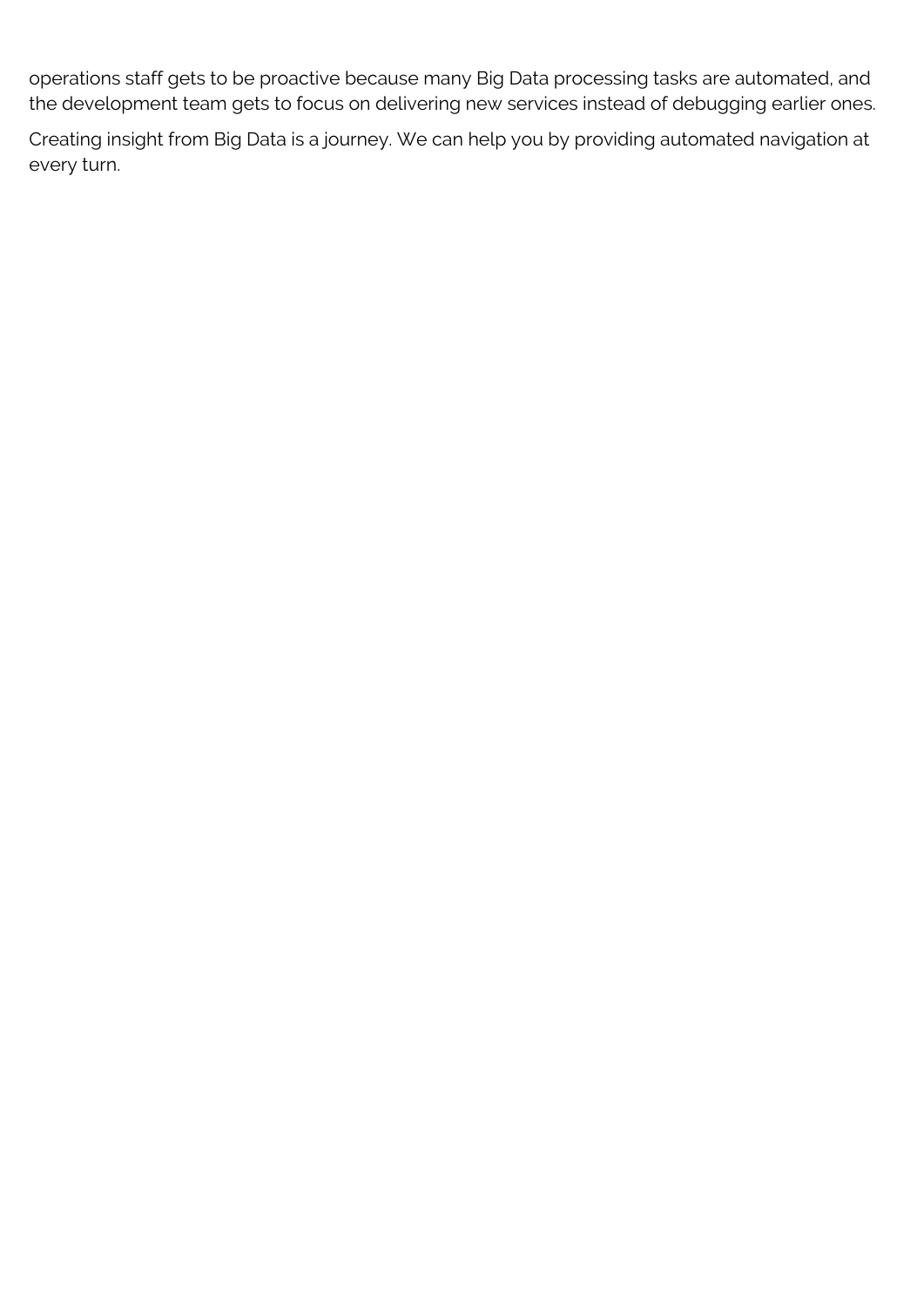operations staff gets to be proactive because many Big Data processing tasks are automated, and the development team gets to focus on delivering new services instead of debugging earlier ones.

Creating insight from Big Data is a journey. We can help you by providing automated navigation at every turn.